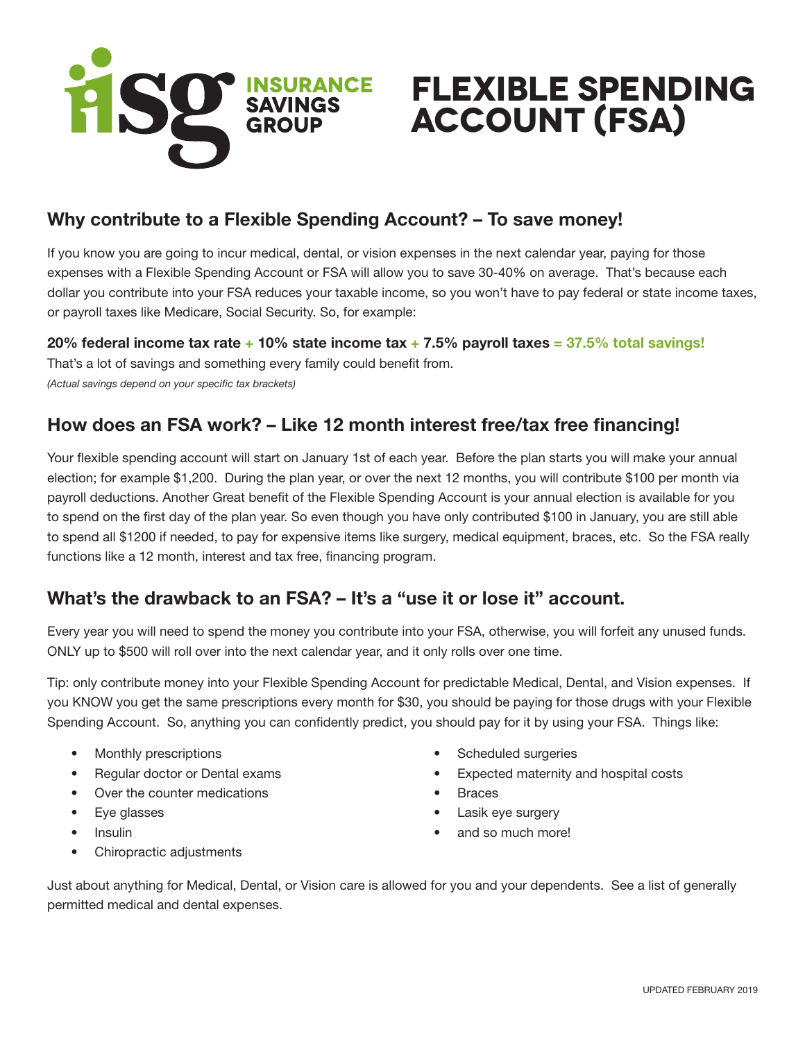# isg INSURANCE SAVINGS GROUP

# FLEXIBLE SPENDING ACCOUNT (FSA)

## Why contribute to a Flexible Spending Account? – To save money!

If you know you are going to incur medical, dental, or vision expenses in the next calendar year, paying for those expenses with a Flexible Spending Account or FSA will allow you to save 30-40% on average. That's because each dollar you contribute into your FSA reduces your taxable income, so you won't have to pay federal or state income taxes, or payroll taxes like Medicare, Social Security. So, for example:

**20% federal income tax rate + 10% state income tax + 7.5% payroll taxes = 37.5% total savings!**

That's a lot of savings and something every family could benefit from.

*(Actual savings depend on your specific tax brackets)*

## How does an FSA work? – Like 12 month interest free/tax free financing!

Your flexible spending account will start on January 1st of each year. Before the plan starts you will make your annual election; for example $1,200. During the plan year, or over the next 12 months, you will contribute $100 per month via payroll deductions. Another Great benefit of the Flexible Spending Account is your annual election is available for you to spend on the first day of the plan year. So even though you have only contributed $100 in January, you are still able to spend all $1200 if needed, to pay for expensive items like surgery, medical equipment, braces, etc. So the FSA really functions like a 12 month, interest and tax free, financing program.

## What's the drawback to an FSA? – It's a "use it or lose it" account.

Every year you will need to spend the money you contribute into your FSA, otherwise, you will forfeit any unused funds. ONLY up to $500 will roll over into the next calendar year, and it only rolls over one time.

Tip: only contribute money into your Flexible Spending Account for predictable Medical, Dental, and Vision expenses. If you KNOW you get the same prescriptions every month for $30, you should be paying for those drugs with your Flexible Spending Account. So, anything you can confidently predict, you should pay for it by using your FSA. Things like:

- Monthly prescriptions
- Regular doctor or Dental exams
- Over the counter medications
- Eye glasses
- Insulin
- Chiropractic adjustments
- Scheduled surgeries
- Expected maternity and hospital costs
- Braces
- Lasik eye surgery
- and so much more!

Just about anything for Medical, Dental, or Vision care is allowed for you and your dependents. See a list of generally permitted medical and dental expenses.

UPDATED FEBRUARY 2019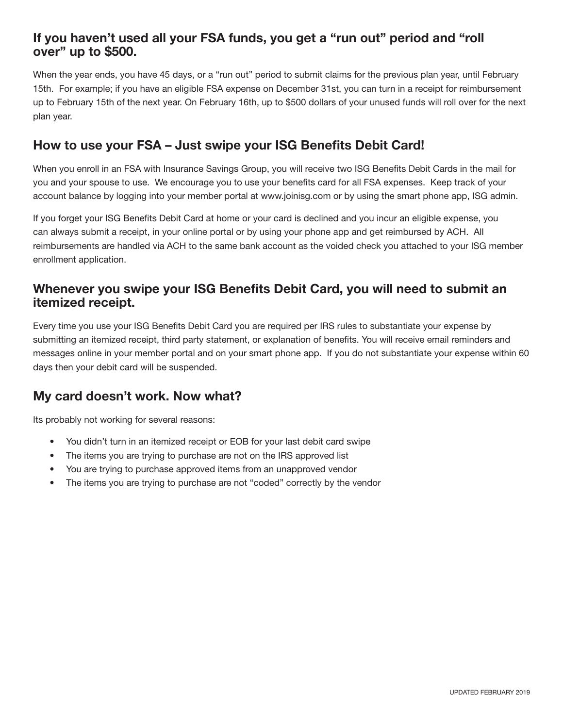## If you haven't used all your FSA funds, you get a "run out" period and "roll over" up to $500.

When the year ends, you have 45 days, or a "run out" period to submit claims for the previous plan year, until February 15th. For example; if you have an eligible FSA expense on December 31st, you can turn in a receipt for reimbursement up to February 15th of the next year. On February 16th, up to $500 dollars of your unused funds will roll over for the next plan year.

## How to use your FSA – Just swipe your ISG Benefits Debit Card!

When you enroll in an FSA with Insurance Savings Group, you will receive two ISG Benefits Debit Cards in the mail for you and your spouse to use. We encourage you to use your benefits card for all FSA expenses. Keep track of your account balance by logging into your member portal at www.joinisg.com or by using the smart phone app, ISG admin.

If you forget your ISG Benefits Debit Card at home or your card is declined and you incur an eligible expense, you can always submit a receipt, in your online portal or by using your phone app and get reimbursed by ACH. All reimbursements are handled via ACH to the same bank account as the voided check you attached to your ISG member enrollment application.

## Whenever you swipe your ISG Benefits Debit Card, you will need to submit an itemized receipt.

Every time you use your ISG Benefits Debit Card you are required per IRS rules to substantiate your expense by submitting an itemized receipt, third party statement, or explanation of benefits. You will receive email reminders and messages online in your member portal and on your smart phone app. If you do not substantiate your expense within 60 days then your debit card will be suspended.

## My card doesn't work. Now what?

Its probably not working for several reasons:

- You didn't turn in an itemized receipt or EOB for your last debit card swipe
- The items you are trying to purchase are not on the IRS approved list
- You are trying to purchase approved items from an unapproved vendor
- The items you are trying to purchase are not "coded" correctly by the vendor

UPDATED FEBRUARY 2019